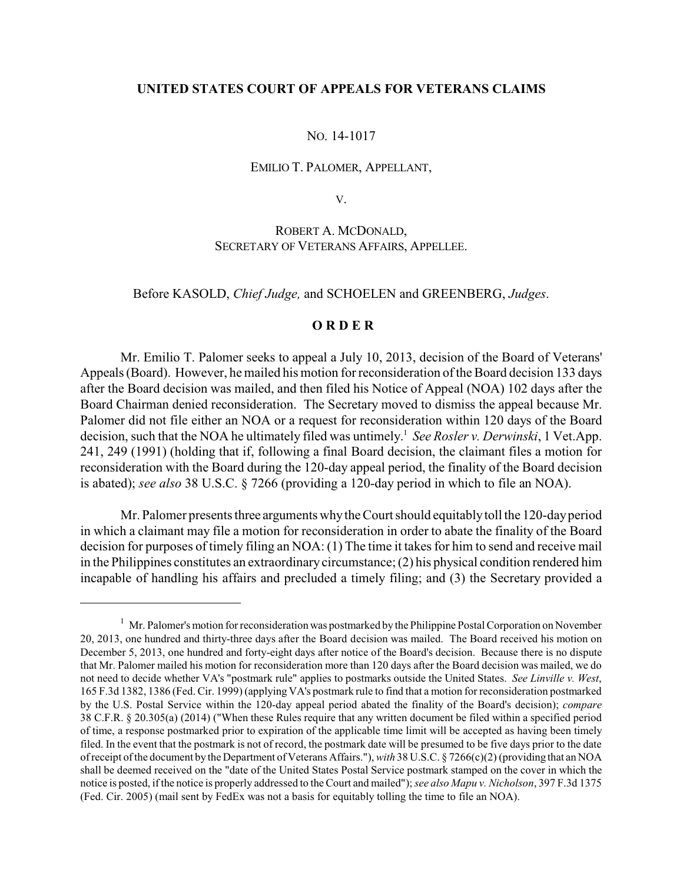**UNITED STATES COURT OF APPEALS FOR VETERANS CLAIMS**

NO. 14-1017

EMILIO T. PALOMER, APPELLANT,

V.

ROBERT A. MCDONALD,
SECRETARY OF VETERANS AFFAIRS, APPELLEE.

Before KASOLD, *Chief Judge,* and SCHOELEN and GREENBERG, *Judges*.

**O R D E R**

Mr. Emilio T. Palomer seeks to appeal a July 10, 2013, decision of the Board of Veterans' Appeals (Board). However, he mailed his motion for reconsideration of the Board decision 133 days after the Board decision was mailed, and then filed his Notice of Appeal (NOA) 102 days after the Board Chairman denied reconsideration. The Secretary moved to dismiss the appeal because Mr. Palomer did not file either an NOA or a request for reconsideration within 120 days of the Board decision, such that the NOA he ultimately filed was untimely.[1] *See Rosler v. Derwinski*, 1 Vet.App. 241, 249 (1991) (holding that if, following a final Board decision, the claimant files a motion for reconsideration with the Board during the 120-day appeal period, the finality of the Board decision is abated); *see also* 38 U.S.C. § 7266 (providing a 120-day period in which to file an NOA).

Mr. Palomer presents three arguments why the Court should equitably toll the 120-day period in which a claimant may file a motion for reconsideration in order to abate the finality of the Board decision for purposes of timely filing an NOA: (1) The time it takes for him to send and receive mail in the Philippines constitutes an extraordinary circumstance; (2) his physical condition rendered him incapable of handling his affairs and precluded a timely filing; and (3) the Secretary provided a

---

[1] Mr. Palomer's motion for reconsideration was postmarked by the Philippine Postal Corporation on November 20, 2013, one hundred and thirty-three days after the Board decision was mailed. The Board received his motion on December 5, 2013, one hundred and forty-eight days after notice of the Board's decision. Because there is no dispute that Mr. Palomer mailed his motion for reconsideration more than 120 days after the Board decision was mailed, we do not need to decide whether VA's "postmark rule" applies to postmarks outside the United States. *See Linville v. West*, 165 F.3d 1382, 1386 (Fed. Cir. 1999) (applying VA's postmark rule to find that a motion for reconsideration postmarked by the U.S. Postal Service within the 120-day appeal period abated the finality of the Board's decision); *compare* 38 C.F.R. § 20.305(a) (2014) ("When these Rules require that any written document be filed within a specified period of time, a response postmarked prior to expiration of the applicable time limit will be accepted as having been timely filed. In the event that the postmark is not of record, the postmark date will be presumed to be five days prior to the date of receipt of the document by the Department of Veterans Affairs."), *with* 38 U.S.C. § 7266(c)(2) (providing that an NOA shall be deemed received on the "date of the United States Postal Service postmark stamped on the cover in which the notice is posted, if the notice is properly addressed to the Court and mailed"); *see also Mapu v. Nicholson*, 397 F.3d 1375 (Fed. Cir. 2005) (mail sent by FedEx was not a basis for equitably tolling the time to file an NOA).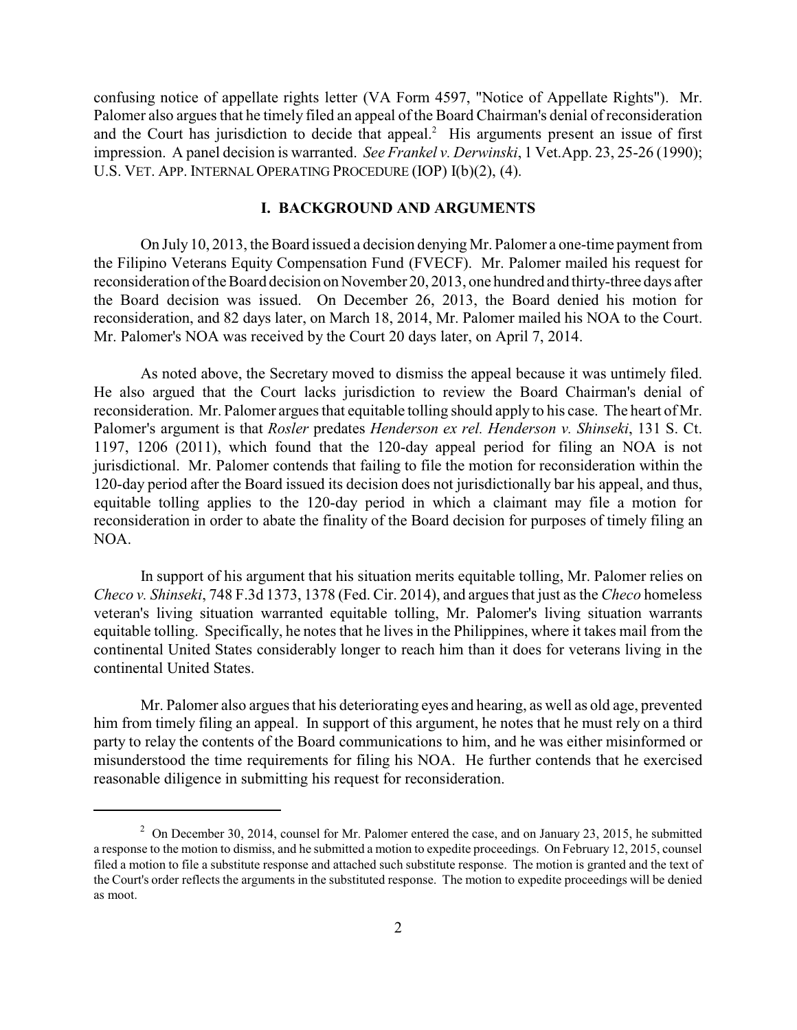confusing notice of appellate rights letter (VA Form 4597, "Notice of Appellate Rights"). Mr. Palomer also argues that he timely filed an appeal of the Board Chairman's denial of reconsideration and the Court has jurisdiction to decide that appeal.[2] His arguments present an issue of first impression. A panel decision is warranted. *See Frankel v. Derwinski*, 1 Vet.App. 23, 25-26 (1990); U.S. VET. APP. INTERNAL OPERATING PROCEDURE (IOP) I(b)(2), (4).

## I. BACKGROUND AND ARGUMENTS

On July 10, 2013, the Board issued a decision denying Mr. Palomer a one-time payment from the Filipino Veterans Equity Compensation Fund (FVECF). Mr. Palomer mailed his request for reconsideration of the Board decision on November 20, 2013, one hundred and thirty-three days after the Board decision was issued. On December 26, 2013, the Board denied his motion for reconsideration, and 82 days later, on March 18, 2014, Mr. Palomer mailed his NOA to the Court. Mr. Palomer's NOA was received by the Court 20 days later, on April 7, 2014.

As noted above, the Secretary moved to dismiss the appeal because it was untimely filed. He also argued that the Court lacks jurisdiction to review the Board Chairman's denial of reconsideration. Mr. Palomer argues that equitable tolling should apply to his case. The heart of Mr. Palomer's argument is that *Rosler* predates *Henderson ex rel. Henderson v. Shinseki*, 131 S. Ct. 1197, 1206 (2011), which found that the 120-day appeal period for filing an NOA is not jurisdictional. Mr. Palomer contends that failing to file the motion for reconsideration within the 120-day period after the Board issued its decision does not jurisdictionally bar his appeal, and thus, equitable tolling applies to the 120-day period in which a claimant may file a motion for reconsideration in order to abate the finality of the Board decision for purposes of timely filing an NOA.

In support of his argument that his situation merits equitable tolling, Mr. Palomer relies on *Checo v. Shinseki*, 748 F.3d 1373, 1378 (Fed. Cir. 2014), and argues that just as the *Checo* homeless veteran's living situation warranted equitable tolling, Mr. Palomer's living situation warrants equitable tolling. Specifically, he notes that he lives in the Philippines, where it takes mail from the continental United States considerably longer to reach him than it does for veterans living in the continental United States.

Mr. Palomer also argues that his deteriorating eyes and hearing, as well as old age, prevented him from timely filing an appeal. In support of this argument, he notes that he must rely on a third party to relay the contents of the Board communications to him, and he was either misinformed or misunderstood the time requirements for filing his NOA. He further contends that he exercised reasonable diligence in submitting his request for reconsideration.

[2] On December 30, 2014, counsel for Mr. Palomer entered the case, and on January 23, 2015, he submitted a response to the motion to dismiss, and he submitted a motion to expedite proceedings. On February 12, 2015, counsel filed a motion to file a substitute response and attached such substitute response. The motion is granted and the text of the Court's order reflects the arguments in the substituted response. The motion to expedite proceedings will be denied as moot.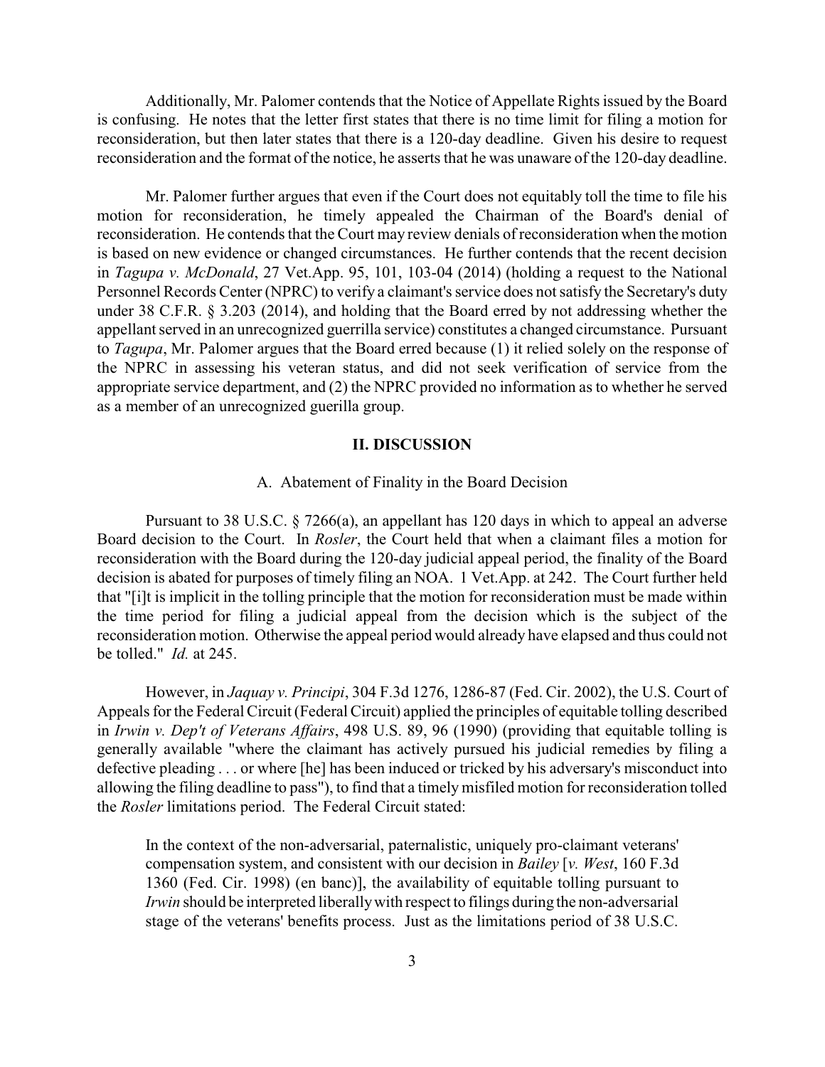Additionally, Mr. Palomer contends that the Notice of Appellate Rights issued by the Board is confusing. He notes that the letter first states that there is no time limit for filing a motion for reconsideration, but then later states that there is a 120-day deadline. Given his desire to request reconsideration and the format of the notice, he asserts that he was unaware of the 120-day deadline.

Mr. Palomer further argues that even if the Court does not equitably toll the time to file his motion for reconsideration, he timely appealed the Chairman of the Board's denial of reconsideration. He contends that the Court may review denials of reconsideration when the motion is based on new evidence or changed circumstances. He further contends that the recent decision in *Tagupa v. McDonald*, 27 Vet.App. 95, 101, 103-04 (2014) (holding a request to the National Personnel Records Center (NPRC) to verify a claimant's service does not satisfy the Secretary's duty under 38 C.F.R. § 3.203 (2014), and holding that the Board erred by not addressing whether the appellant served in an unrecognized guerrilla service) constitutes a changed circumstance. Pursuant to *Tagupa*, Mr. Palomer argues that the Board erred because (1) it relied solely on the response of the NPRC in assessing his veteran status, and did not seek verification of service from the appropriate service department, and (2) the NPRC provided no information as to whether he served as a member of an unrecognized guerilla group.

## II. DISCUSSION

### A. Abatement of Finality in the Board Decision

Pursuant to 38 U.S.C. § 7266(a), an appellant has 120 days in which to appeal an adverse Board decision to the Court. In *Rosler*, the Court held that when a claimant files a motion for reconsideration with the Board during the 120-day judicial appeal period, the finality of the Board decision is abated for purposes of timely filing an NOA. 1 Vet.App. at 242. The Court further held that "[i]t is implicit in the tolling principle that the motion for reconsideration must be made within the time period for filing a judicial appeal from the decision which is the subject of the reconsideration motion. Otherwise the appeal period would already have elapsed and thus could not be tolled." *Id.* at 245.

However, in *Jaquay v. Principi*, 304 F.3d 1276, 1286-87 (Fed. Cir. 2002), the U.S. Court of Appeals for the Federal Circuit (Federal Circuit) applied the principles of equitable tolling described in *Irwin v. Dep't of Veterans Affairs*, 498 U.S. 89, 96 (1990) (providing that equitable tolling is generally available "where the claimant has actively pursued his judicial remedies by filing a defective pleading . . . or where [he] has been induced or tricked by his adversary's misconduct into allowing the filing deadline to pass"), to find that a timely misfiled motion for reconsideration tolled the *Rosler* limitations period. The Federal Circuit stated:

> In the context of the non-adversarial, paternalistic, uniquely pro-claimant veterans' compensation system, and consistent with our decision in *Bailey* [*v. West*, 160 F.3d 1360 (Fed. Cir. 1998) (en banc)], the availability of equitable tolling pursuant to *Irwin* should be interpreted liberally with respect to filings during the non-adversarial stage of the veterans' benefits process. Just as the limitations period of 38 U.S.C.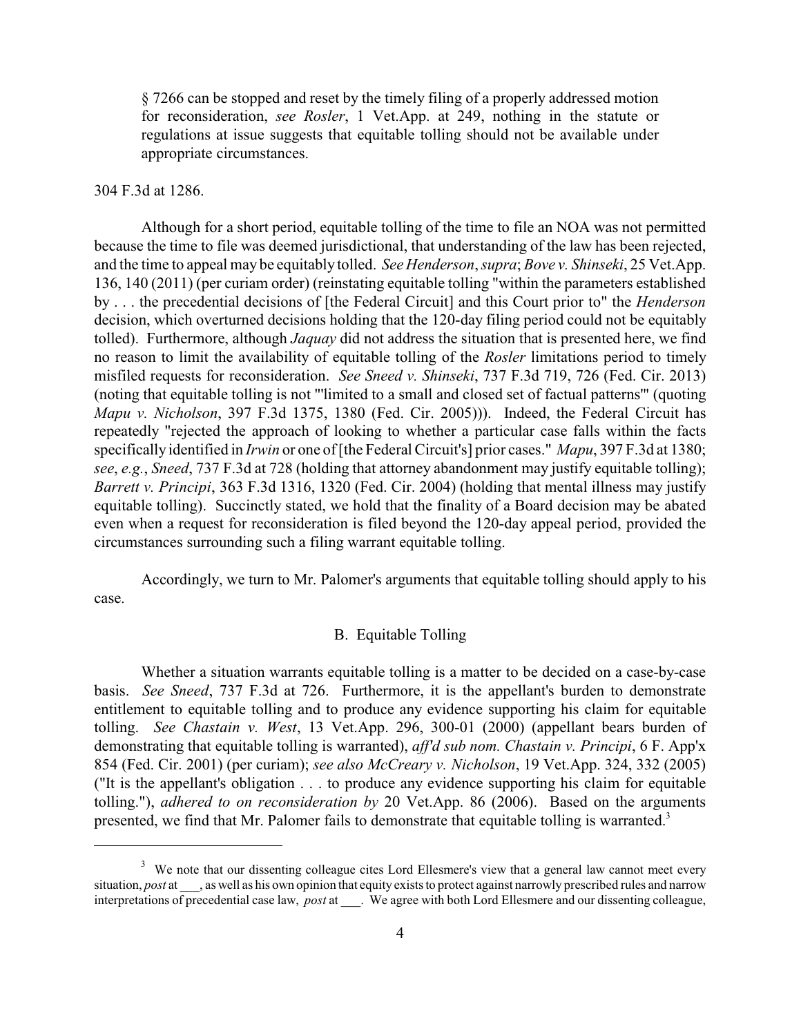§ 7266 can be stopped and reset by the timely filing of a properly addressed motion for reconsideration, *see Rosler*, 1 Vet.App. at 249, nothing in the statute or regulations at issue suggests that equitable tolling should not be available under appropriate circumstances.

304 F.3d at 1286.

Although for a short period, equitable tolling of the time to file an NOA was not permitted because the time to file was deemed jurisdictional, that understanding of the law has been rejected, and the time to appeal may be equitably tolled. *See Henderson*, *supra*; *Bove v. Shinseki*, 25 Vet.App. 136, 140 (2011) (per curiam order) (reinstating equitable tolling "within the parameters established by . . . the precedential decisions of [the Federal Circuit] and this Court prior to" the *Henderson* decision, which overturned decisions holding that the 120-day filing period could not be equitably tolled). Furthermore, although *Jaquay* did not address the situation that is presented here, we find no reason to limit the availability of equitable tolling of the *Rosler* limitations period to timely misfiled requests for reconsideration. *See Sneed v. Shinseki*, 737 F.3d 719, 726 (Fed. Cir. 2013) (noting that equitable tolling is not "'limited to a small and closed set of factual patterns'" (quoting *Mapu v. Nicholson*, 397 F.3d 1375, 1380 (Fed. Cir. 2005))). Indeed, the Federal Circuit has repeatedly "rejected the approach of looking to whether a particular case falls within the facts specifically identified in *Irwin* or one of [the Federal Circuit's] prior cases." *Mapu*, 397 F.3d at 1380; *see*, *e.g.*, *Sneed*, 737 F.3d at 728 (holding that attorney abandonment may justify equitable tolling); *Barrett v. Principi*, 363 F.3d 1316, 1320 (Fed. Cir. 2004) (holding that mental illness may justify equitable tolling). Succinctly stated, we hold that the finality of a Board decision may be abated even when a request for reconsideration is filed beyond the 120-day appeal period, provided the circumstances surrounding such a filing warrant equitable tolling.

Accordingly, we turn to Mr. Palomer's arguments that equitable tolling should apply to his case.

## B. Equitable Tolling

Whether a situation warrants equitable tolling is a matter to be decided on a case-by-case basis. *See Sneed*, 737 F.3d at 726. Furthermore, it is the appellant's burden to demonstrate entitlement to equitable tolling and to produce any evidence supporting his claim for equitable tolling. *See Chastain v. West*, 13 Vet.App. 296, 300-01 (2000) (appellant bears burden of demonstrating that equitable tolling is warranted), *aff'd sub nom. Chastain v. Principi*, 6 F. App'x 854 (Fed. Cir. 2001) (per curiam); *see also McCreary v. Nicholson*, 19 Vet.App. 324, 332 (2005) ("It is the appellant's obligation . . . to produce any evidence supporting his claim for equitable tolling."), *adhered to on reconsideration by* 20 Vet.App. 86 (2006). Based on the arguments presented, we find that Mr. Palomer fails to demonstrate that equitable tolling is warranted.[3]

[3] We note that our dissenting colleague cites Lord Ellesmere's view that a general law cannot meet every situation, *post* at ___, as well as his own opinion that equity exists to protect against narrowly prescribed rules and narrow interpretations of precedential case law, *post* at ___. We agree with both Lord Ellesmere and our dissenting colleague,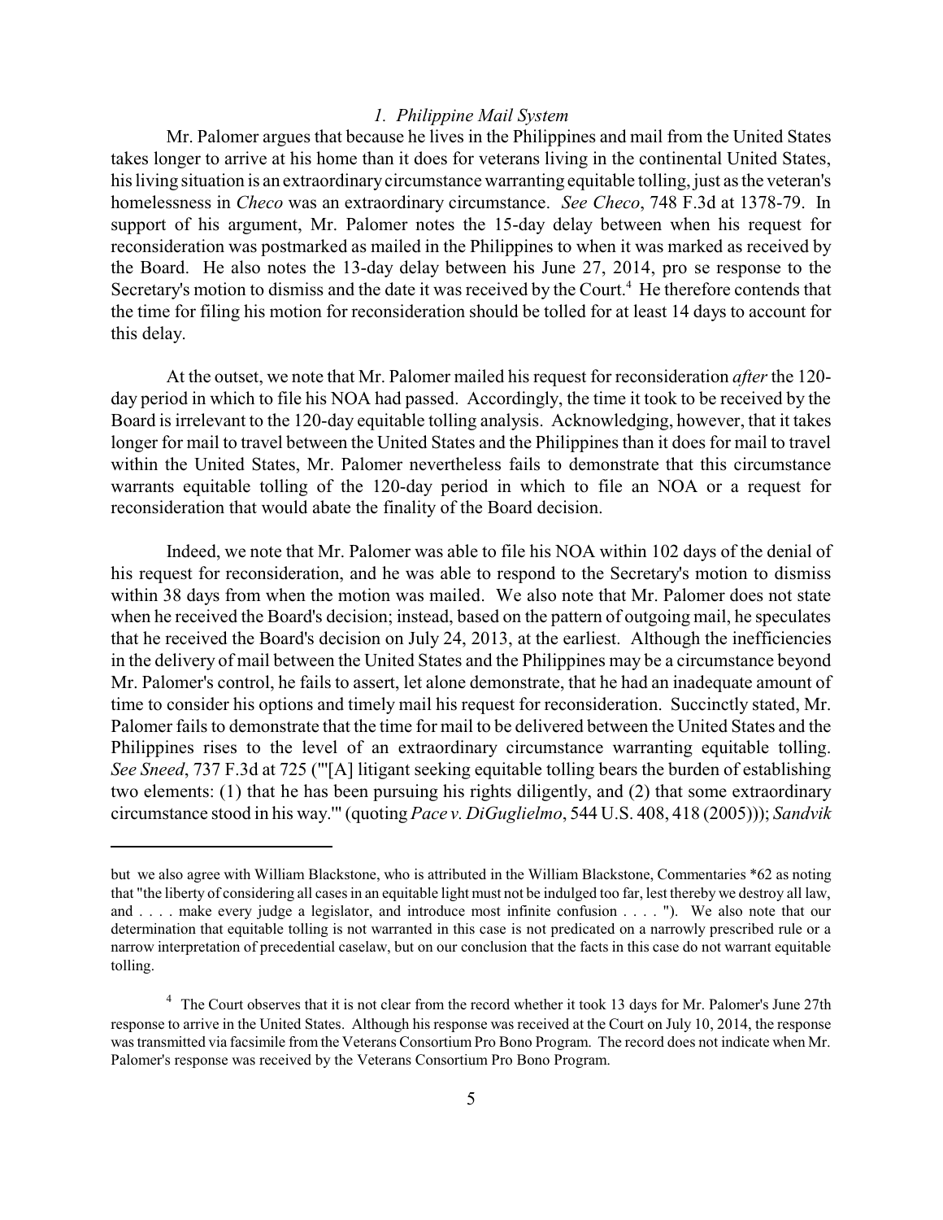### *1. Philippine Mail System*

Mr. Palomer argues that because he lives in the Philippines and mail from the United States takes longer to arrive at his home than it does for veterans living in the continental United States, his living situation is an extraordinary circumstance warranting equitable tolling, just as the veteran's homelessness in *Checo* was an extraordinary circumstance. *See Checo*, 748 F.3d at 1378-79. In support of his argument, Mr. Palomer notes the 15-day delay between when his request for reconsideration was postmarked as mailed in the Philippines to when it was marked as received by the Board. He also notes the 13-day delay between his June 27, 2014, pro se response to the Secretary's motion to dismiss and the date it was received by the Court.[4] He therefore contends that the time for filing his motion for reconsideration should be tolled for at least 14 days to account for this delay.

At the outset, we note that Mr. Palomer mailed his request for reconsideration *after* the 120-day period in which to file his NOA had passed. Accordingly, the time it took to be received by the Board is irrelevant to the 120-day equitable tolling analysis. Acknowledging, however, that it takes longer for mail to travel between the United States and the Philippines than it does for mail to travel within the United States, Mr. Palomer nevertheless fails to demonstrate that this circumstance warrants equitable tolling of the 120-day period in which to file an NOA or a request for reconsideration that would abate the finality of the Board decision.

Indeed, we note that Mr. Palomer was able to file his NOA within 102 days of the denial of his request for reconsideration, and he was able to respond to the Secretary's motion to dismiss within 38 days from when the motion was mailed. We also note that Mr. Palomer does not state when he received the Board's decision; instead, based on the pattern of outgoing mail, he speculates that he received the Board's decision on July 24, 2013, at the earliest. Although the inefficiencies in the delivery of mail between the United States and the Philippines may be a circumstance beyond Mr. Palomer's control, he fails to assert, let alone demonstrate, that he had an inadequate amount of time to consider his options and timely mail his request for reconsideration. Succinctly stated, Mr. Palomer fails to demonstrate that the time for mail to be delivered between the United States and the Philippines rises to the level of an extraordinary circumstance warranting equitable tolling. *See Sneed*, 737 F.3d at 725 ("'[A] litigant seeking equitable tolling bears the burden of establishing two elements: (1) that he has been pursuing his rights diligently, and (2) that some extraordinary circumstance stood in his way.'" (quoting *Pace v. DiGuglielmo*, 544 U.S. 408, 418 (2005))); *Sandvik*

---

but we also agree with William Blackstone, who is attributed in the William Blackstone, Commentaries *62 as noting that "the liberty of considering all cases in an equitable light must not be indulged too far, lest thereby we destroy all law, and . . . . make every judge a legislator, and introduce most infinite confusion . . . . "). We also note that our determination that equitable tolling is not warranted in this case is not predicated on a narrowly prescribed rule or a narrow interpretation of precedential caselaw, but on our conclusion that the facts in this case do not warrant equitable tolling.

[4] The Court observes that it is not clear from the record whether it took 13 days for Mr. Palomer's June 27th response to arrive in the United States. Although his response was received at the Court on July 10, 2014, the response was transmitted via facsimile from the Veterans Consortium Pro Bono Program. The record does not indicate when Mr. Palomer's response was received by the Veterans Consortium Pro Bono Program.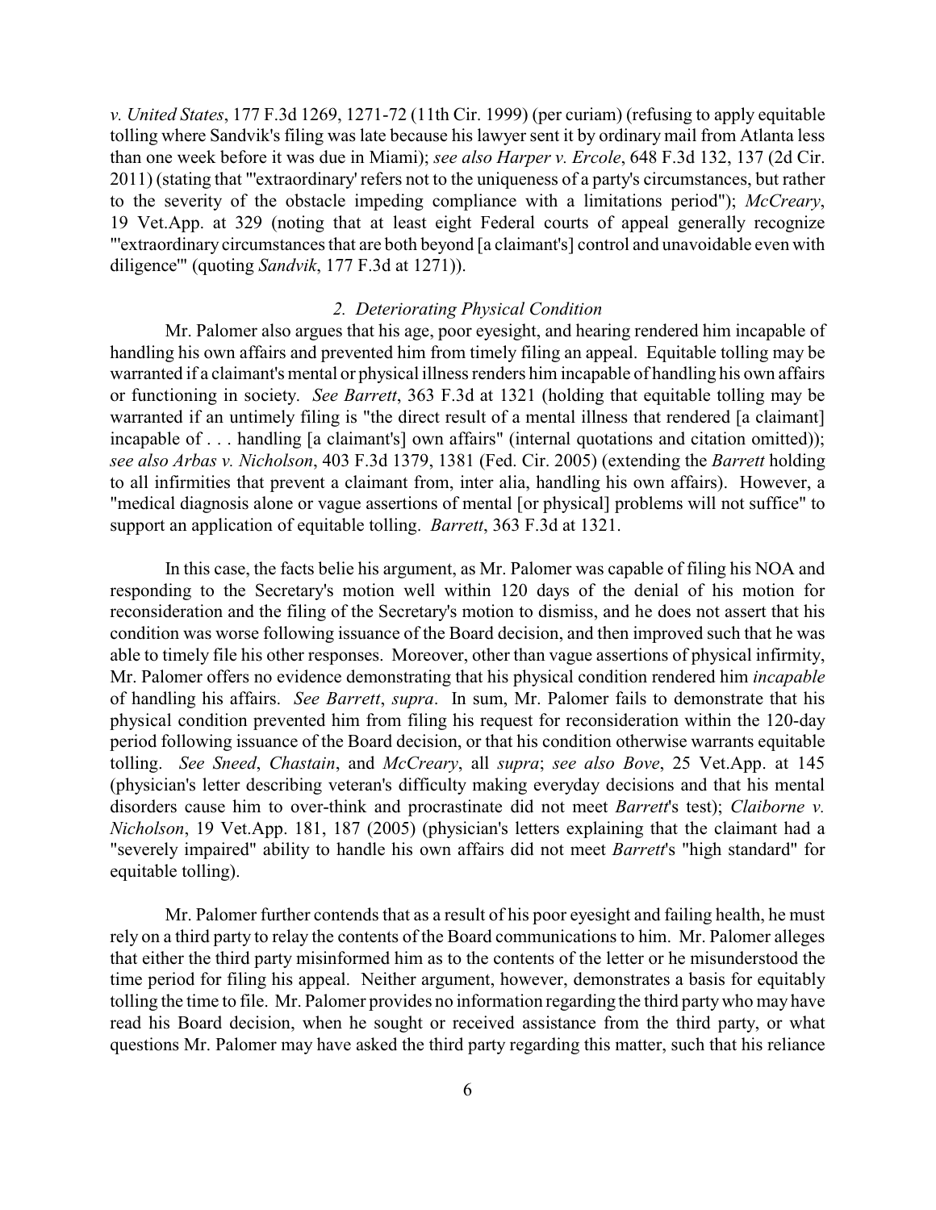*v. United States*, 177 F.3d 1269, 1271-72 (11th Cir. 1999) (per curiam) (refusing to apply equitable tolling where Sandvik's filing was late because his lawyer sent it by ordinary mail from Atlanta less than one week before it was due in Miami); *see also Harper v. Ercole*, 648 F.3d 132, 137 (2d Cir. 2011) (stating that "'extraordinary' refers not to the uniqueness of a party's circumstances, but rather to the severity of the obstacle impeding compliance with a limitations period"); *McCreary*, 19 Vet.App. at 329 (noting that at least eight Federal courts of appeal generally recognize "'extraordinary circumstances that are both beyond [a claimant's] control and unavoidable even with diligence'" (quoting *Sandvik*, 177 F.3d at 1271)).

*2. Deteriorating Physical Condition*

Mr. Palomer also argues that his age, poor eyesight, and hearing rendered him incapable of handling his own affairs and prevented him from timely filing an appeal. Equitable tolling may be warranted if a claimant's mental or physical illness renders him incapable of handling his own affairs or functioning in society. *See Barrett*, 363 F.3d at 1321 (holding that equitable tolling may be warranted if an untimely filing is "the direct result of a mental illness that rendered [a claimant] incapable of . . . handling [a claimant's] own affairs" (internal quotations and citation omitted)); *see also Arbas v. Nicholson*, 403 F.3d 1379, 1381 (Fed. Cir. 2005) (extending the *Barrett* holding to all infirmities that prevent a claimant from, inter alia, handling his own affairs). However, a "medical diagnosis alone or vague assertions of mental [or physical] problems will not suffice" to support an application of equitable tolling. *Barrett*, 363 F.3d at 1321.

In this case, the facts belie his argument, as Mr. Palomer was capable of filing his NOA and responding to the Secretary's motion well within 120 days of the denial of his motion for reconsideration and the filing of the Secretary's motion to dismiss, and he does not assert that his condition was worse following issuance of the Board decision, and then improved such that he was able to timely file his other responses. Moreover, other than vague assertions of physical infirmity, Mr. Palomer offers no evidence demonstrating that his physical condition rendered him *incapable* of handling his affairs. *See Barrett*, *supra*. In sum, Mr. Palomer fails to demonstrate that his physical condition prevented him from filing his request for reconsideration within the 120-day period following issuance of the Board decision, or that his condition otherwise warrants equitable tolling. *See Sneed*, *Chastain*, and *McCreary*, all *supra*; *see also Bove*, 25 Vet.App. at 145 (physician's letter describing veteran's difficulty making everyday decisions and that his mental disorders cause him to over-think and procrastinate did not meet *Barrett*'s test); *Claiborne v. Nicholson*, 19 Vet.App. 181, 187 (2005) (physician's letters explaining that the claimant had a "severely impaired" ability to handle his own affairs did not meet *Barrett*'s "high standard" for equitable tolling).

Mr. Palomer further contends that as a result of his poor eyesight and failing health, he must rely on a third party to relay the contents of the Board communications to him. Mr. Palomer alleges that either the third party misinformed him as to the contents of the letter or he misunderstood the time period for filing his appeal. Neither argument, however, demonstrates a basis for equitably tolling the time to file. Mr. Palomer provides no information regarding the third party who may have read his Board decision, when he sought or received assistance from the third party, or what questions Mr. Palomer may have asked the third party regarding this matter, such that his reliance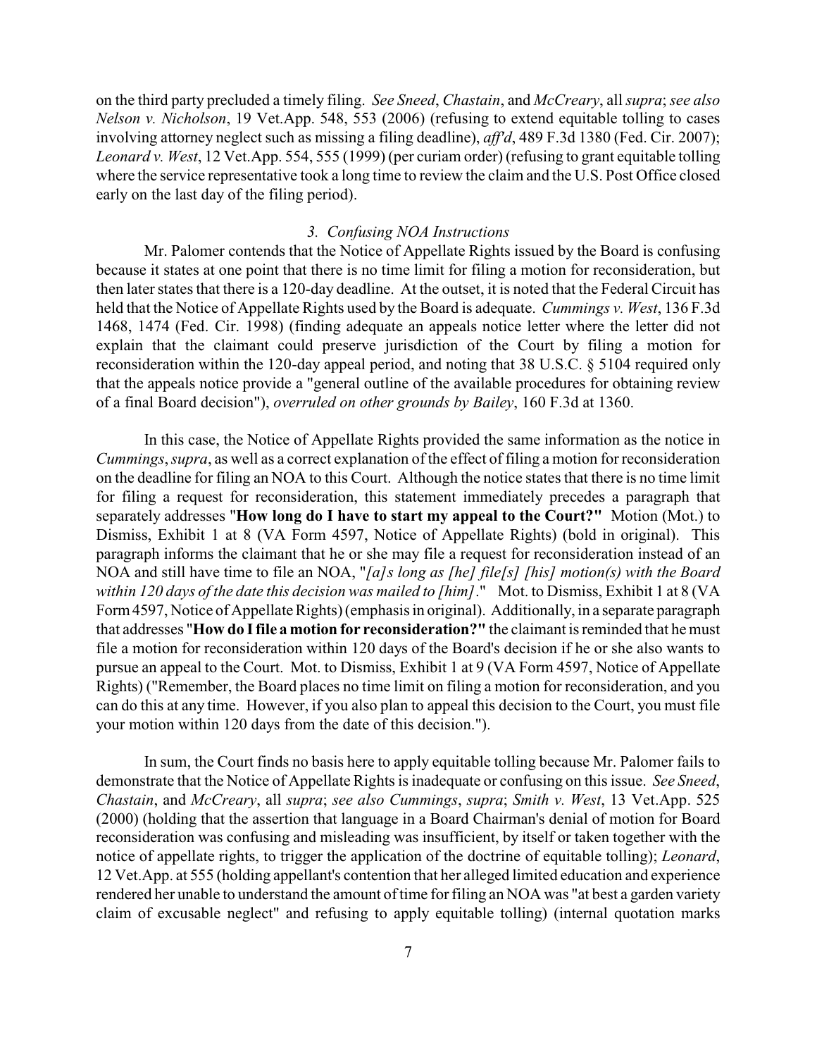on the third party precluded a timely filing. *See Sneed*, *Chastain*, and *McCreary*, all *supra*; *see also Nelson v. Nicholson*, 19 Vet.App. 548, 553 (2006) (refusing to extend equitable tolling to cases involving attorney neglect such as missing a filing deadline), *aff'd*, 489 F.3d 1380 (Fed. Cir. 2007); *Leonard v. West*, 12 Vet.App. 554, 555 (1999) (per curiam order) (refusing to grant equitable tolling where the service representative took a long time to review the claim and the U.S. Post Office closed early on the last day of the filing period).

### *3. Confusing NOA Instructions*

Mr. Palomer contends that the Notice of Appellate Rights issued by the Board is confusing because it states at one point that there is no time limit for filing a motion for reconsideration, but then later states that there is a 120-day deadline. At the outset, it is noted that the Federal Circuit has held that the Notice of Appellate Rights used by the Board is adequate. *Cummings v. West*, 136 F.3d 1468, 1474 (Fed. Cir. 1998) (finding adequate an appeals notice letter where the letter did not explain that the claimant could preserve jurisdiction of the Court by filing a motion for reconsideration within the 120-day appeal period, and noting that 38 U.S.C. § 5104 required only that the appeals notice provide a "general outline of the available procedures for obtaining review of a final Board decision"), *overruled on other grounds by Bailey*, 160 F.3d at 1360.

In this case, the Notice of Appellate Rights provided the same information as the notice in *Cummings*, *supra*, as well as a correct explanation of the effect of filing a motion for reconsideration on the deadline for filing an NOA to this Court. Although the notice states that there is no time limit for filing a request for reconsideration, this statement immediately precedes a paragraph that separately addresses "**How long do I have to start my appeal to the Court?"** Motion (Mot.) to Dismiss, Exhibit 1 at 8 (VA Form 4597, Notice of Appellate Rights) (bold in original). This paragraph informs the claimant that he or she may file a request for reconsideration instead of an NOA and still have time to file an NOA, "*[a]s long as [he] file[s] [his] motion(s) with the Board within 120 days of the date this decision was mailed to [him]*." Mot. to Dismiss, Exhibit 1 at 8 (VA Form 4597, Notice of Appellate Rights) (emphasis in original). Additionally, in a separate paragraph that addresses "**How do I file a motion for reconsideration?"** the claimant is reminded that he must file a motion for reconsideration within 120 days of the Board's decision if he or she also wants to pursue an appeal to the Court. Mot. to Dismiss, Exhibit 1 at 9 (VA Form 4597, Notice of Appellate Rights) ("Remember, the Board places no time limit on filing a motion for reconsideration, and you can do this at any time. However, if you also plan to appeal this decision to the Court, you must file your motion within 120 days from the date of this decision.").

In sum, the Court finds no basis here to apply equitable tolling because Mr. Palomer fails to demonstrate that the Notice of Appellate Rights is inadequate or confusing on this issue. *See Sneed*, *Chastain*, and *McCreary*, all *supra*; *see also Cummings*, *supra*; *Smith v. West*, 13 Vet.App. 525 (2000) (holding that the assertion that language in a Board Chairman's denial of motion for Board reconsideration was confusing and misleading was insufficient, by itself or taken together with the notice of appellate rights, to trigger the application of the doctrine of equitable tolling); *Leonard*, 12 Vet.App. at 555 (holding appellant's contention that her alleged limited education and experience rendered her unable to understand the amount of time for filing an NOA was "at best a garden variety claim of excusable neglect" and refusing to apply equitable tolling) (internal quotation marks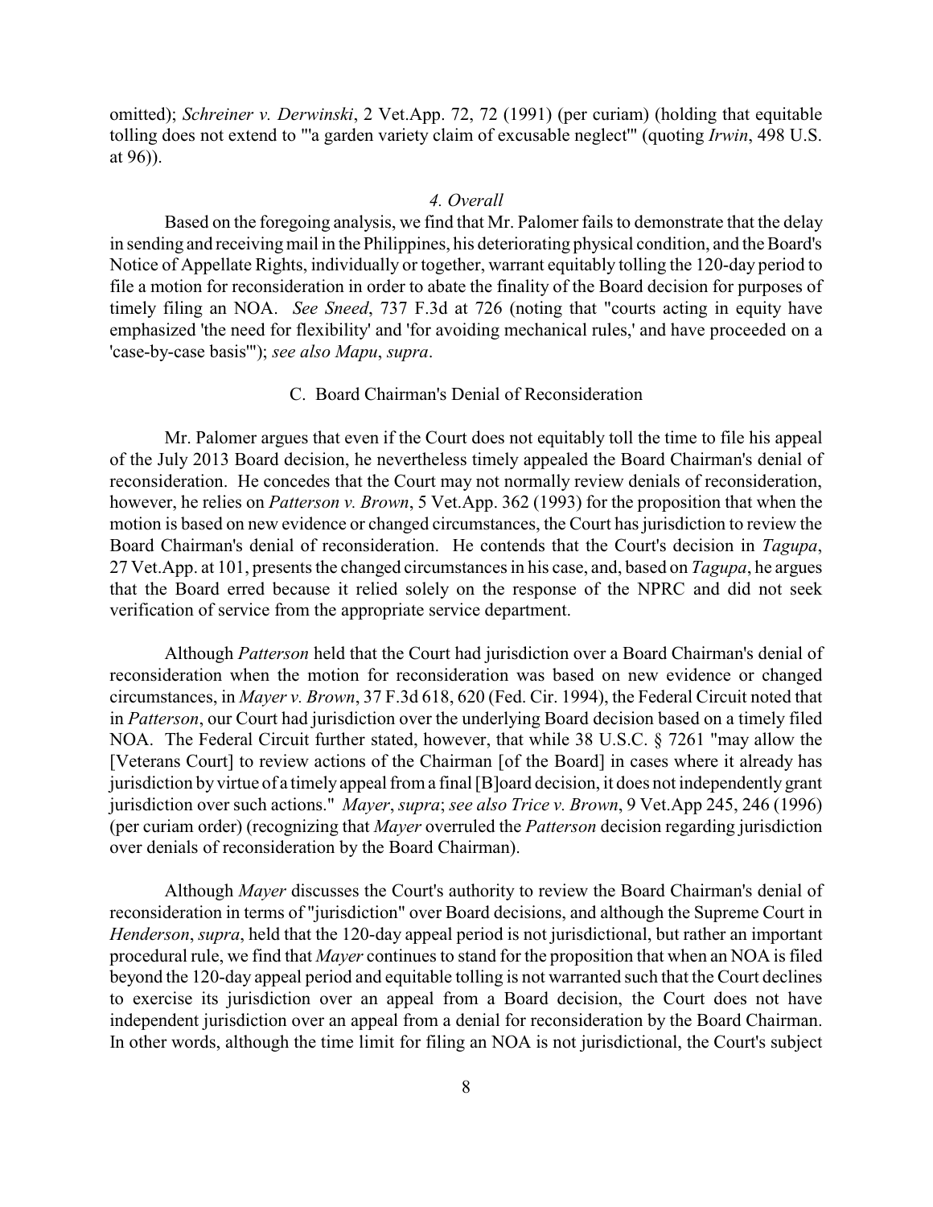omitted); *Schreiner v. Derwinski*, 2 Vet.App. 72, 72 (1991) (per curiam) (holding that equitable tolling does not extend to "'a garden variety claim of excusable neglect'" (quoting *Irwin*, 498 U.S. at 96)).

#### *4. Overall*

Based on the foregoing analysis, we find that Mr. Palomer fails to demonstrate that the delay in sending and receiving mail in the Philippines, his deteriorating physical condition, and the Board's Notice of Appellate Rights, individually or together, warrant equitably tolling the 120-day period to file a motion for reconsideration in order to abate the finality of the Board decision for purposes of timely filing an NOA. *See Sneed*, 737 F.3d at 726 (noting that "courts acting in equity have emphasized 'the need for flexibility' and 'for avoiding mechanical rules,' and have proceeded on a 'case-by-case basis'"); *see also Mapu*, *supra*.

### C. Board Chairman's Denial of Reconsideration

Mr. Palomer argues that even if the Court does not equitably toll the time to file his appeal of the July 2013 Board decision, he nevertheless timely appealed the Board Chairman's denial of reconsideration. He concedes that the Court may not normally review denials of reconsideration, however, he relies on *Patterson v. Brown*, 5 Vet.App. 362 (1993) for the proposition that when the motion is based on new evidence or changed circumstances, the Court has jurisdiction to review the Board Chairman's denial of reconsideration. He contends that the Court's decision in *Tagupa*, 27 Vet.App. at 101, presents the changed circumstances in his case, and, based on *Tagupa*, he argues that the Board erred because it relied solely on the response of the NPRC and did not seek verification of service from the appropriate service department.

Although *Patterson* held that the Court had jurisdiction over a Board Chairman's denial of reconsideration when the motion for reconsideration was based on new evidence or changed circumstances, in *Mayer v. Brown*, 37 F.3d 618, 620 (Fed. Cir. 1994), the Federal Circuit noted that in *Patterson*, our Court had jurisdiction over the underlying Board decision based on a timely filed NOA. The Federal Circuit further stated, however, that while 38 U.S.C. § 7261 "may allow the [Veterans Court] to review actions of the Chairman [of the Board] in cases where it already has jurisdiction by virtue of a timely appeal from a final [B]oard decision, it does not independently grant jurisdiction over such actions." *Mayer*, *supra*; *see also Trice v. Brown*, 9 Vet.App 245, 246 (1996) (per curiam order) (recognizing that *Mayer* overruled the *Patterson* decision regarding jurisdiction over denials of reconsideration by the Board Chairman).

Although *Mayer* discusses the Court's authority to review the Board Chairman's denial of reconsideration in terms of "jurisdiction" over Board decisions, and although the Supreme Court in *Henderson*, *supra*, held that the 120-day appeal period is not jurisdictional, but rather an important procedural rule, we find that *Mayer* continues to stand for the proposition that when an NOA is filed beyond the 120-day appeal period and equitable tolling is not warranted such that the Court declines to exercise its jurisdiction over an appeal from a Board decision, the Court does not have independent jurisdiction over an appeal from a denial for reconsideration by the Board Chairman. In other words, although the time limit for filing an NOA is not jurisdictional, the Court's subject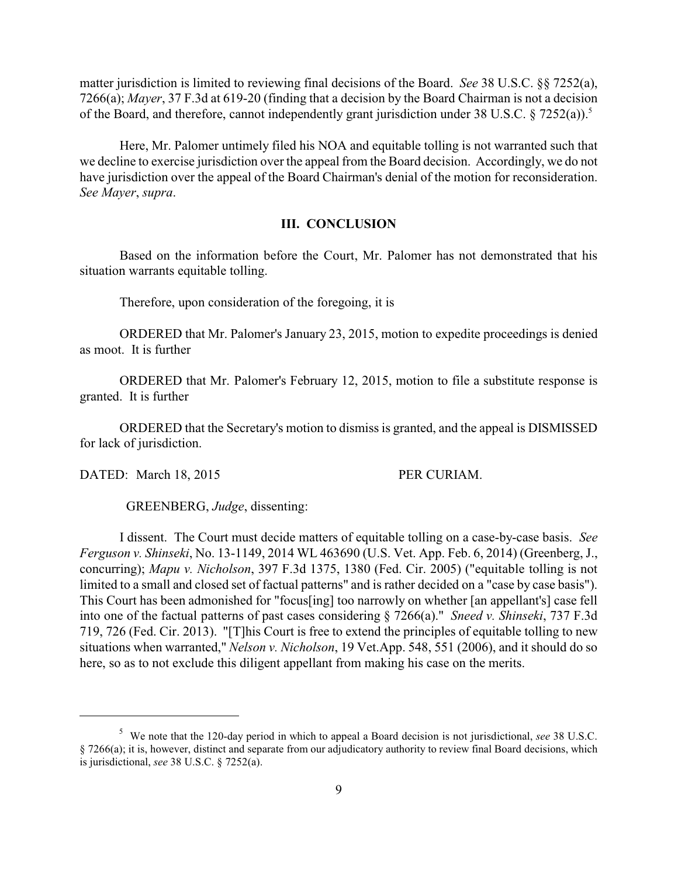matter jurisdiction is limited to reviewing final decisions of the Board. *See* 38 U.S.C. §§ 7252(a), 7266(a); *Mayer*, 37 F.3d at 619-20 (finding that a decision by the Board Chairman is not a decision of the Board, and therefore, cannot independently grant jurisdiction under 38 U.S.C. § 7252(a)).[5]

Here, Mr. Palomer untimely filed his NOA and equitable tolling is not warranted such that we decline to exercise jurisdiction over the appeal from the Board decision. Accordingly, we do not have jurisdiction over the appeal of the Board Chairman's denial of the motion for reconsideration. *See Mayer*, *supra*.

## III. CONCLUSION

Based on the information before the Court, Mr. Palomer has not demonstrated that his situation warrants equitable tolling.

Therefore, upon consideration of the foregoing, it is

ORDERED that Mr. Palomer's January 23, 2015, motion to expedite proceedings is denied as moot. It is further

ORDERED that Mr. Palomer's February 12, 2015, motion to file a substitute response is granted. It is further

ORDERED that the Secretary's motion to dismiss is granted, and the appeal is DISMISSED for lack of jurisdiction.

DATED: March 18, 2015 PER CURIAM.

GREENBERG, *Judge*, dissenting:

I dissent. The Court must decide matters of equitable tolling on a case-by-case basis. *See Ferguson v. Shinseki*, No. 13-1149, 2014 WL 463690 (U.S. Vet. App. Feb. 6, 2014) (Greenberg, J., concurring); *Mapu v. Nicholson*, 397 F.3d 1375, 1380 (Fed. Cir. 2005) ("equitable tolling is not limited to a small and closed set of factual patterns" and is rather decided on a "case by case basis"). This Court has been admonished for "focus[ing] too narrowly on whether [an appellant's] case fell into one of the factual patterns of past cases considering § 7266(a)." *Sneed v. Shinseki*, 737 F.3d 719, 726 (Fed. Cir. 2013). "[T]his Court is free to extend the principles of equitable tolling to new situations when warranted," *Nelson v. Nicholson*, 19 Vet.App. 548, 551 (2006), and it should do so here, so as to not exclude this diligent appellant from making his case on the merits.

---

[5] We note that the 120-day period in which to appeal a Board decision is not jurisdictional, *see* 38 U.S.C. § 7266(a); it is, however, distinct and separate from our adjudicatory authority to review final Board decisions, which is jurisdictional, *see* 38 U.S.C. § 7252(a).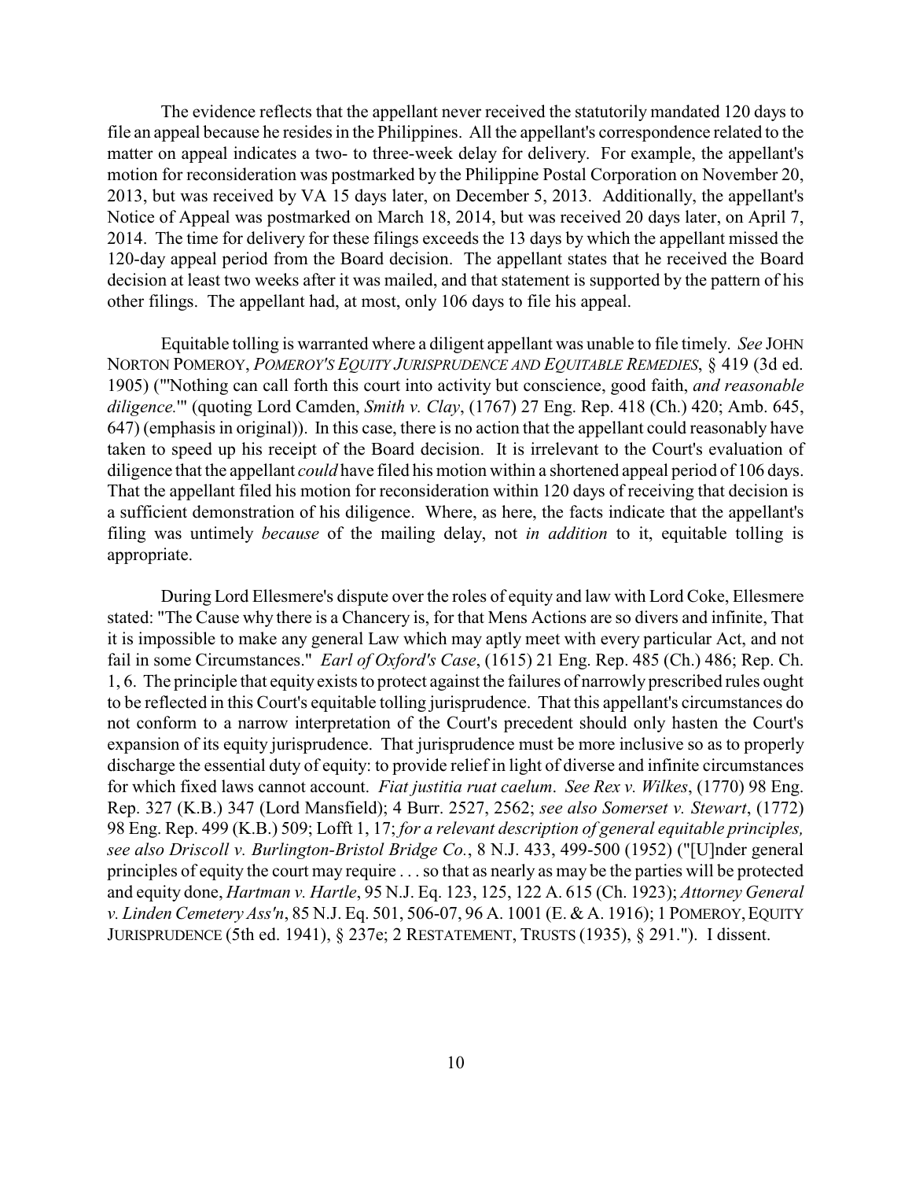The evidence reflects that the appellant never received the statutorily mandated 120 days to file an appeal because he resides in the Philippines. All the appellant's correspondence related to the matter on appeal indicates a two- to three-week delay for delivery. For example, the appellant's motion for reconsideration was postmarked by the Philippine Postal Corporation on November 20, 2013, but was received by VA 15 days later, on December 5, 2013. Additionally, the appellant's Notice of Appeal was postmarked on March 18, 2014, but was received 20 days later, on April 7, 2014. The time for delivery for these filings exceeds the 13 days by which the appellant missed the 120-day appeal period from the Board decision. The appellant states that he received the Board decision at least two weeks after it was mailed, and that statement is supported by the pattern of his other filings. The appellant had, at most, only 106 days to file his appeal.

Equitable tolling is warranted where a diligent appellant was unable to file timely. *See* JOHN NORTON POMEROY, *POMEROY'S EQUITY JURISPRUDENCE AND EQUITABLE REMEDIES*, § 419 (3d ed. 1905) ("'Nothing can call forth this court into activity but conscience, good faith, *and reasonable diligence.*'" (quoting Lord Camden, *Smith v. Clay*, (1767) 27 Eng. Rep. 418 (Ch.) 420; Amb. 645, 647) (emphasis in original)). In this case, there is no action that the appellant could reasonably have taken to speed up his receipt of the Board decision. It is irrelevant to the Court's evaluation of diligence that the appellant *could* have filed his motion within a shortened appeal period of 106 days. That the appellant filed his motion for reconsideration within 120 days of receiving that decision is a sufficient demonstration of his diligence. Where, as here, the facts indicate that the appellant's filing was untimely *because* of the mailing delay, not *in addition* to it, equitable tolling is appropriate.

During Lord Ellesmere's dispute over the roles of equity and law with Lord Coke, Ellesmere stated: "The Cause why there is a Chancery is, for that Mens Actions are so divers and infinite, That it is impossible to make any general Law which may aptly meet with every particular Act, and not fail in some Circumstances." *Earl of Oxford's Case*, (1615) 21 Eng. Rep. 485 (Ch.) 486; Rep. Ch. 1, 6. The principle that equity exists to protect against the failures of narrowly prescribed rules ought to be reflected in this Court's equitable tolling jurisprudence. That this appellant's circumstances do not conform to a narrow interpretation of the Court's precedent should only hasten the Court's expansion of its equity jurisprudence. That jurisprudence must be more inclusive so as to properly discharge the essential duty of equity: to provide relief in light of diverse and infinite circumstances for which fixed laws cannot account. *Fiat justitia ruat caelum*. *See Rex v. Wilkes*, (1770) 98 Eng. Rep. 327 (K.B.) 347 (Lord Mansfield); 4 Burr. 2527, 2562; *see also Somerset v. Stewart*, (1772) 98 Eng. Rep. 499 (K.B.) 509; Lofft 1, 17; *for a relevant description of general equitable principles, see also Driscoll v. Burlington-Bristol Bridge Co.*, 8 N.J. 433, 499-500 (1952) ("[U]nder general principles of equity the court may require . . . so that as nearly as may be the parties will be protected and equity done, *Hartman v. Hartle*, 95 N.J. Eq. 123, 125, 122 A. 615 (Ch. 1923); *Attorney General v. Linden Cemetery Ass'n*, 85 N.J. Eq. 501, 506-07, 96 A. 1001 (E. & A. 1916); 1 POMEROY, EQUITY JURISPRUDENCE (5th ed. 1941), § 237e; 2 RESTATEMENT, TRUSTS (1935), § 291."). I dissent.